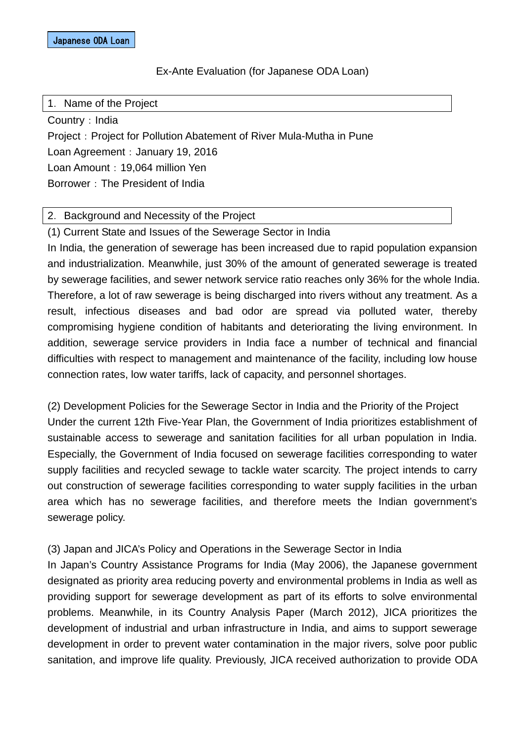Japanese ODA Loan

# Ex-Ante Evaluation (for Japanese ODA Loan)

## 1. Name of the Project

Country：India

Project：Project for Pollution Abatement of River Mula-Mutha in Pune

Loan Agreement：January 19, 2016

Loan Amount：19,064 million Yen

Borrower：The President of India

## 2. Background and Necessity of the Project

### (1) Current State and Issues of the Sewerage Sector in India

In India, the generation of sewerage has been increased due to rapid population expansion and industrialization. Meanwhile, just 30% of the amount of generated sewerage is treated by sewerage facilities, and sewer network service ratio reaches only 36% for the whole India. Therefore, a lot of raw sewerage is being discharged into rivers without any treatment. As a result, infectious diseases and bad odor are spread via polluted water, thereby compromising hygiene condition of habitants and deteriorating the living environment. In addition, sewerage service providers in India face a number of technical and financial difficulties with respect to management and maintenance of the facility, including low house connection rates, low water tariffs, lack of capacity, and personnel shortages.

### (2) Development Policies for the Sewerage Sector in India and the Priority of the Project

Under the current 12th Five-Year Plan, the Government of India prioritizes establishment of sustainable access to sewerage and sanitation facilities for all urban population in India. Especially, the Government of India focused on sewerage facilities corresponding to water supply facilities and recycled sewage to tackle water scarcity. The project intends to carry out construction of sewerage facilities corresponding to water supply facilities in the urban area which has no sewerage facilities, and therefore meets the Indian government's sewerage policy.

### (3) Japan and JICA's Policy and Operations in the Sewerage Sector in India

In Japan's Country Assistance Programs for India (May 2006), the Japanese government designated as priority area reducing poverty and environmental problems in India as well as providing support for sewerage development as part of its efforts to solve environmental problems. Meanwhile, in its Country Analysis Paper (March 2012), JICA prioritizes the development of industrial and urban infrastructure in India, and aims to support sewerage development in order to prevent water contamination in the major rivers, solve poor public sanitation, and improve life quality. Previously, JICA received authorization to provide ODA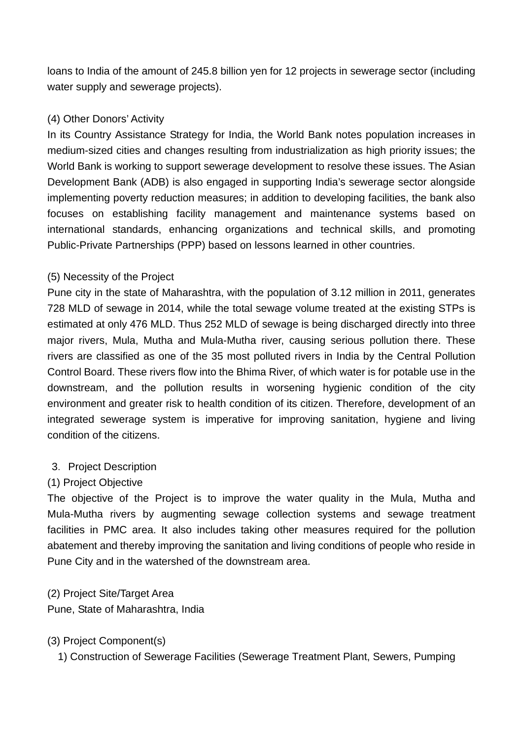loans to India of the amount of 245.8 billion yen for 12 projects in sewerage sector (including water supply and sewerage projects).

(4) Other Donors' Activity

In its Country Assistance Strategy for India, the World Bank notes population increases in medium-sized cities and changes resulting from industrialization as high priority issues; the World Bank is working to support sewerage development to resolve these issues. The Asian Development Bank (ADB) is also engaged in supporting India's sewerage sector alongside implementing poverty reduction measures; in addition to developing facilities, the bank also focuses on establishing facility management and maintenance systems based on international standards, enhancing organizations and technical skills, and promoting Public-Private Partnerships (PPP) based on lessons learned in other countries.

(5) Necessity of the Project

Pune city in the state of Maharashtra, with the population of 3.12 million in 2011, generates 728 MLD of sewage in 2014, while the total sewage volume treated at the existing STPs is estimated at only 476 MLD. Thus 252 MLD of sewage is being discharged directly into three major rivers, Mula, Mutha and Mula-Mutha river, causing serious pollution there. These rivers are classified as one of the 35 most polluted rivers in India by the Central Pollution Control Board. These rivers flow into the Bhima River, of which water is for potable use in the downstream, and the pollution results in worsening hygienic condition of the city environment and greater risk to health condition of its citizen. Therefore, development of an integrated sewerage system is imperative for improving sanitation, hygiene and living condition of the citizens.

3. Project Description

(1) Project Objective

The objective of the Project is to improve the water quality in the Mula, Mutha and Mula-Mutha rivers by augmenting sewage collection systems and sewage treatment facilities in PMC area. It also includes taking other measures required for the pollution abatement and thereby improving the sanitation and living conditions of people who reside in Pune City and in the watershed of the downstream area.

(2) Project Site/Target Area

Pune, State of Maharashtra, India

(3) Project Component(s)

1) Construction of Sewerage Facilities (Sewerage Treatment Plant, Sewers, Pumping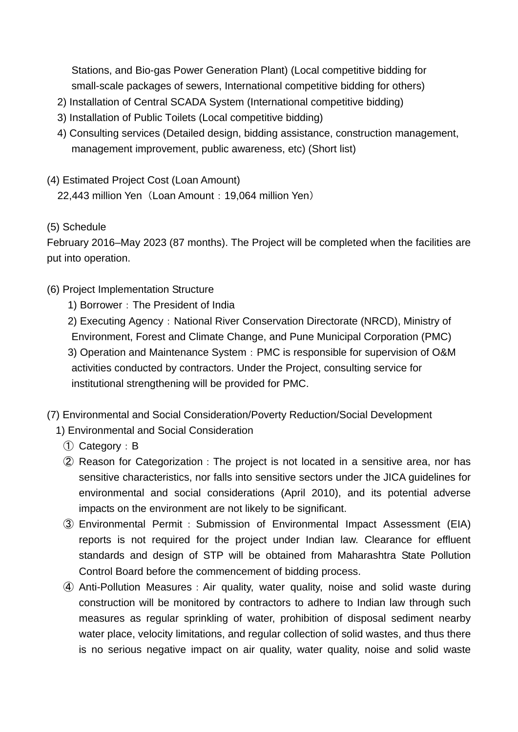Stations, and Bio-gas Power Generation Plant) (Local competitive bidding for small-scale packages of sewers, International competitive bidding for others)

2) Installation of Central SCADA System (International competitive bidding)

3) Installation of Public Toilets (Local competitive bidding)

4) Consulting services (Detailed design, bidding assistance, construction management, management improvement, public awareness, etc) (Short list)

(4) Estimated Project Cost (Loan Amount)

22,443 million Yen（Loan Amount：19,064 million Yen）

(5) Schedule

February 2016–May 2023 (87 months). The Project will be completed when the facilities are put into operation.

(6) Project Implementation Structure

1) Borrower：The President of India

2) Executing Agency：National River Conservation Directorate (NRCD), Ministry of Environment, Forest and Climate Change, and Pune Municipal Corporation (PMC)

3) Operation and Maintenance System：PMC is responsible for supervision of O&M activities conducted by contractors. Under the Project, consulting service for institutional strengthening will be provided for PMC.

(7) Environmental and Social Consideration/Poverty Reduction/Social Development

1) Environmental and Social Consideration

① Category：B

② Reason for Categorization：The project is not located in a sensitive area, nor has sensitive characteristics, nor falls into sensitive sectors under the JICA guidelines for environmental and social considerations (April 2010), and its potential adverse impacts on the environment are not likely to be significant.

③ Environmental Permit：Submission of Environmental Impact Assessment (EIA) reports is not required for the project under Indian law. Clearance for effluent standards and design of STP will be obtained from Maharashtra State Pollution Control Board before the commencement of bidding process.

④ Anti-Pollution Measures：Air quality, water quality, noise and solid waste during construction will be monitored by contractors to adhere to Indian law through such measures as regular sprinkling of water, prohibition of disposal sediment nearby water place, velocity limitations, and regular collection of solid wastes, and thus there is no serious negative impact on air quality, water quality, noise and solid waste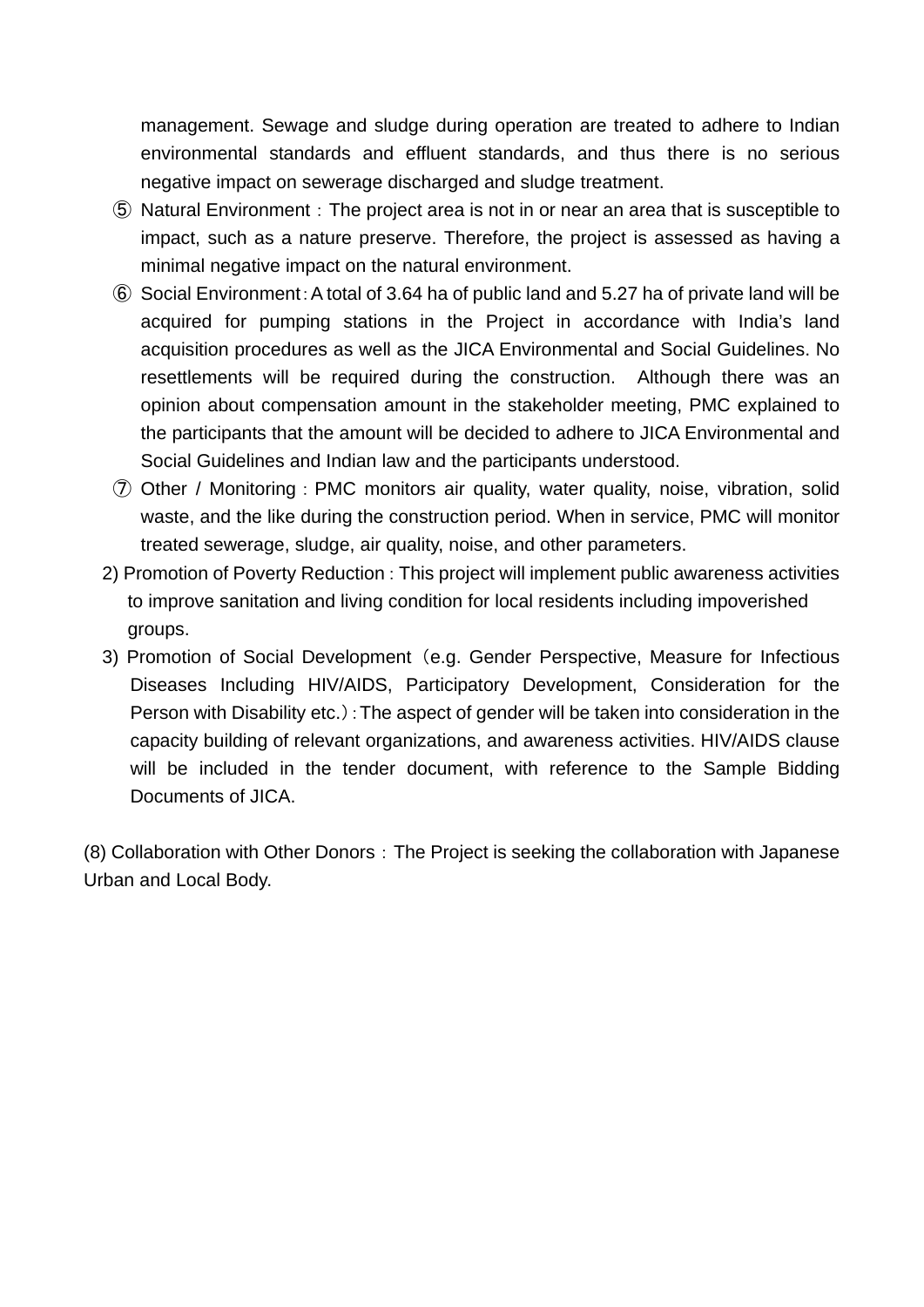management. Sewage and sludge during operation are treated to adhere to Indian environmental standards and effluent standards, and thus there is no serious negative impact on sewerage discharged and sludge treatment.

⑤ Natural Environment : The project area is not in or near an area that is susceptible to impact, such as a nature preserve. Therefore, the project is assessed as having a minimal negative impact on the natural environment.

⑥ Social Environment : A total of 3.64 ha of public land and 5.27 ha of private land will be acquired for pumping stations in the Project in accordance with India's land acquisition procedures as well as the JICA Environmental and Social Guidelines. No resettlements will be required during the construction. Although there was an opinion about compensation amount in the stakeholder meeting, PMC explained to the participants that the amount will be decided to adhere to JICA Environmental and Social Guidelines and Indian law and the participants understood.

⑦ Other / Monitoring : PMC monitors air quality, water quality, noise, vibration, solid waste, and the like during the construction period. When in service, PMC will monitor treated sewerage, sludge, air quality, noise, and other parameters.

2) Promotion of Poverty Reduction : This project will implement public awareness activities to improve sanitation and living condition for local residents including impoverished groups.

3) Promotion of Social Development（e.g. Gender Perspective, Measure for Infectious Diseases Including HIV/AIDS, Participatory Development, Consideration for the Person with Disability etc.）: The aspect of gender will be taken into consideration in the capacity building of relevant organizations, and awareness activities. HIV/AIDS clause will be included in the tender document, with reference to the Sample Bidding Documents of JICA.

(8) Collaboration with Other Donors : The Project is seeking the collaboration with Japanese Urban and Local Body.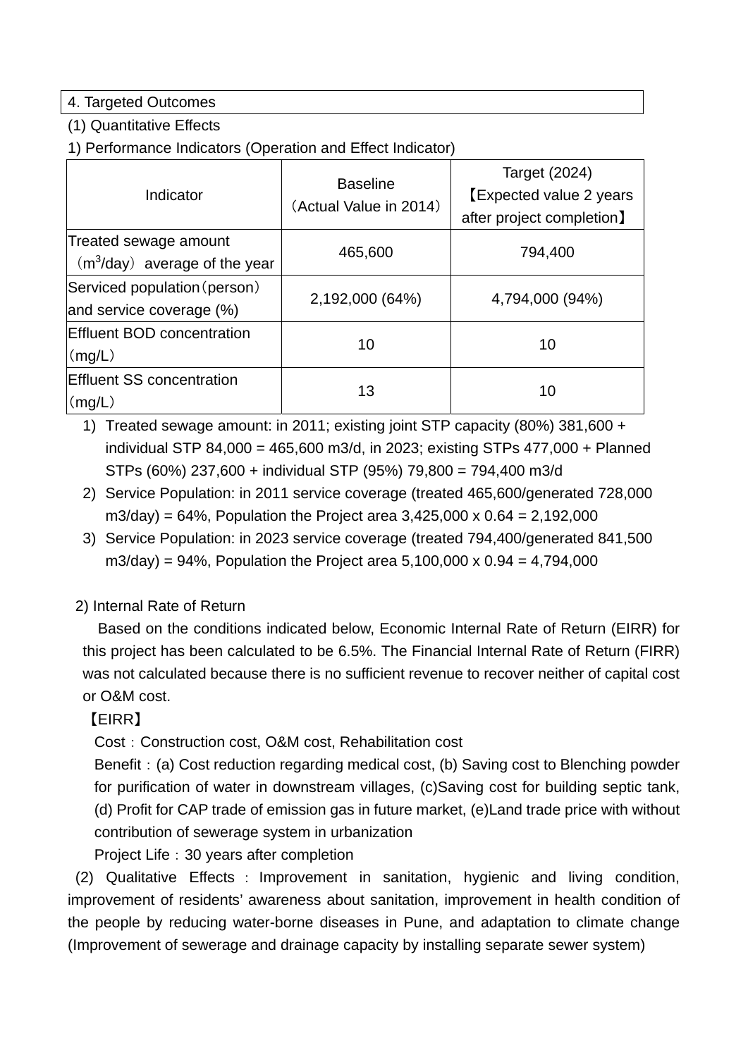| 4. Targeted Outcomes |
|---|

(1) Quantitative Effects

1) Performance Indicators (Operation and Effect Indicator)

| Indicator | Baseline （Actual Value in 2014） | Target (2024) 【Expected value 2 years after project completion】 |
|---|---|---|
| Treated sewage amount （$m^3$/day） average of the year | 465,600 | 794,400 |
| Serviced population（person） and service coverage (%) | 2,192,000 (64%) | 4,794,000 (94%) |
| Effluent BOD concentration （mg/L） | 10 | 10 |
| Effluent SS concentration （mg/L） | 13 | 10 |

1) Treated sewage amount: in 2011; existing joint STP capacity (80%) 381,600 + individual STP 84,000 = 465,600 m3/d, in 2023; existing STPs 477,000 + Planned STPs (60%) 237,600 + individual STP (95%) 79,800 = 794,400 m3/d
2) Service Population: in 2011 service coverage (treated 465,600/generated 728,000 m3/day) = 64%, Population the Project area 3,425,000 x 0.64 = 2,192,000
3) Service Population: in 2023 service coverage (treated 794,400/generated 841,500 m3/day) = 94%, Population the Project area 5,100,000 x 0.94 = 4,794,000

2) Internal Rate of Return

Based on the conditions indicated below, Economic Internal Rate of Return (EIRR) for this project has been calculated to be 6.5%. The Financial Internal Rate of Return (FIRR) was not calculated because there is no sufficient revenue to recover neither of capital cost or O&M cost.

【EIRR】

Cost：Construction cost, O&M cost, Rehabilitation cost

Benefit：(a) Cost reduction regarding medical cost, (b) Saving cost to Blenching powder for purification of water in downstream villages, (c)Saving cost for building septic tank, (d) Profit for CAP trade of emission gas in future market, (e)Land trade price with without contribution of sewerage system in urbanization

Project Life：30 years after completion

(2) Qualitative Effects：Improvement in sanitation, hygienic and living condition, improvement of residents' awareness about sanitation, improvement in health condition of the people by reducing water-borne diseases in Pune, and adaptation to climate change (Improvement of sewerage and drainage capacity by installing separate sewer system)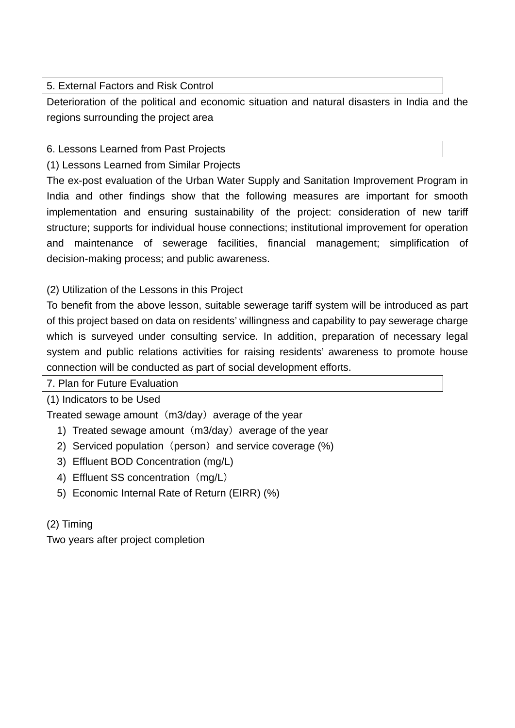## 5. External Factors and Risk Control

Deterioration of the political and economic situation and natural disasters in India and the regions surrounding the project area

## 6. Lessons Learned from Past Projects

(1) Lessons Learned from Similar Projects

The ex-post evaluation of the Urban Water Supply and Sanitation Improvement Program in India and other findings show that the following measures are important for smooth implementation and ensuring sustainability of the project: consideration of new tariff structure; supports for individual house connections; institutional improvement for operation and maintenance of sewerage facilities, financial management; simplification of decision-making process; and public awareness.

(2) Utilization of the Lessons in this Project

To benefit from the above lesson, suitable sewerage tariff system will be introduced as part of this project based on data on residents' willingness and capability to pay sewerage charge which is surveyed under consulting service. In addition, preparation of necessary legal system and public relations activities for raising residents' awareness to promote house connection will be conducted as part of social development efforts.

## 7. Plan for Future Evaluation

(1) Indicators to be Used

Treated sewage amount（m3/day）average of the year

1) Treated sewage amount（m3/day）average of the year
2) Serviced population（person）and service coverage (%)
3) Effluent BOD Concentration (mg/L)
4) Effluent SS concentration（mg/L）
5) Economic Internal Rate of Return (EIRR) (%)

(2) Timing

Two years after project completion